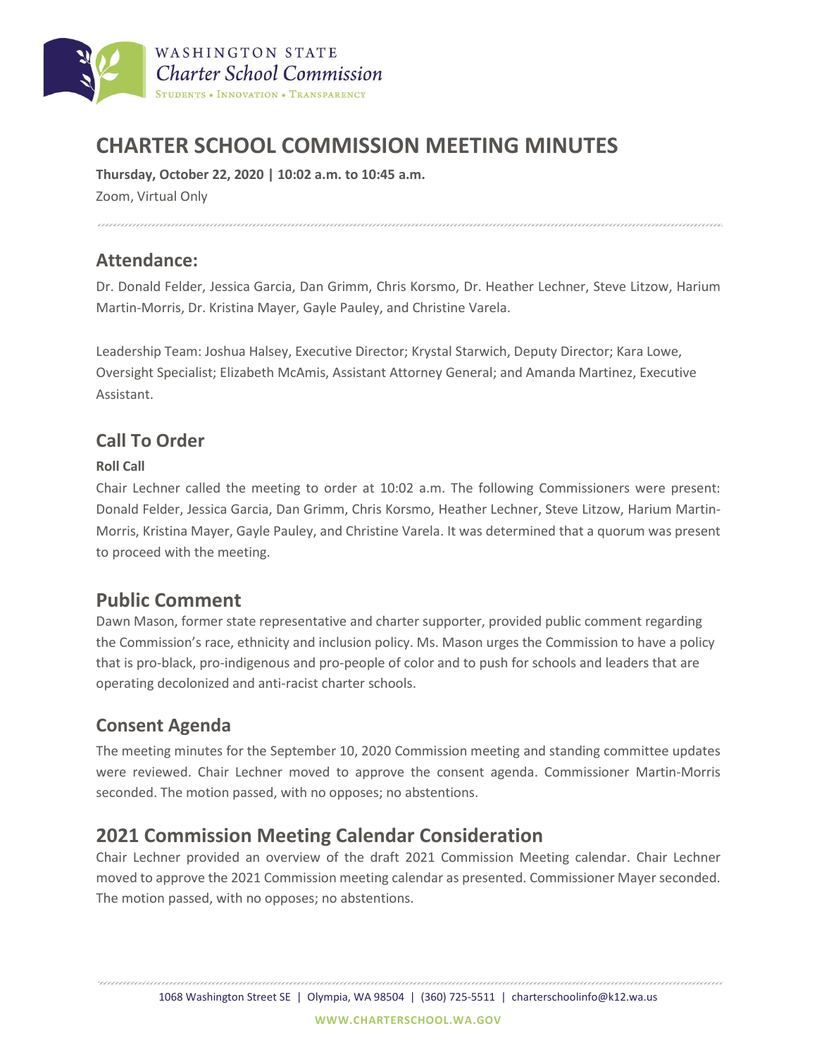# CHARTER SCHOOL COMMISSION MEETING MINUTES

**Thursday, October 22, 2020 | 10:02 a.m. to 10:45 a.m.**

Zoom, Virtual Only

## Attendance:

Dr. Donald Felder, Jessica Garcia, Dan Grimm, Chris Korsmo, Dr. Heather Lechner, Steve Litzow, Harium Martin-Morris, Dr. Kristina Mayer, Gayle Pauley, and Christine Varela.

Leadership Team: Joshua Halsey, Executive Director; Krystal Starwich, Deputy Director; Kara Lowe, Oversight Specialist; Elizabeth McAmis, Assistant Attorney General; and Amanda Martinez, Executive Assistant.

## Call To Order

**Roll Call**

Chair Lechner called the meeting to order at 10:02 a.m. The following Commissioners were present: Donald Felder, Jessica Garcia, Dan Grimm, Chris Korsmo, Heather Lechner, Steve Litzow, Harium Martin-Morris, Kristina Mayer, Gayle Pauley, and Christine Varela. It was determined that a quorum was present to proceed with the meeting.

## Public Comment

Dawn Mason, former state representative and charter supporter, provided public comment regarding the Commission's race, ethnicity and inclusion policy. Ms. Mason urges the Commission to have a policy that is pro-black, pro-indigenous and pro-people of color and to push for schools and leaders that are operating decolonized and anti-racist charter schools.

## Consent Agenda

The meeting minutes for the September 10, 2020 Commission meeting and standing committee updates were reviewed. Chair Lechner moved to approve the consent agenda. Commissioner Martin-Morris seconded. The motion passed, with no opposes; no abstentions.

## 2021 Commission Meeting Calendar Consideration

Chair Lechner provided an overview of the draft 2021 Commission Meeting calendar. Chair Lechner moved to approve the 2021 Commission meeting calendar as presented. Commissioner Mayer seconded. The motion passed, with no opposes; no abstentions.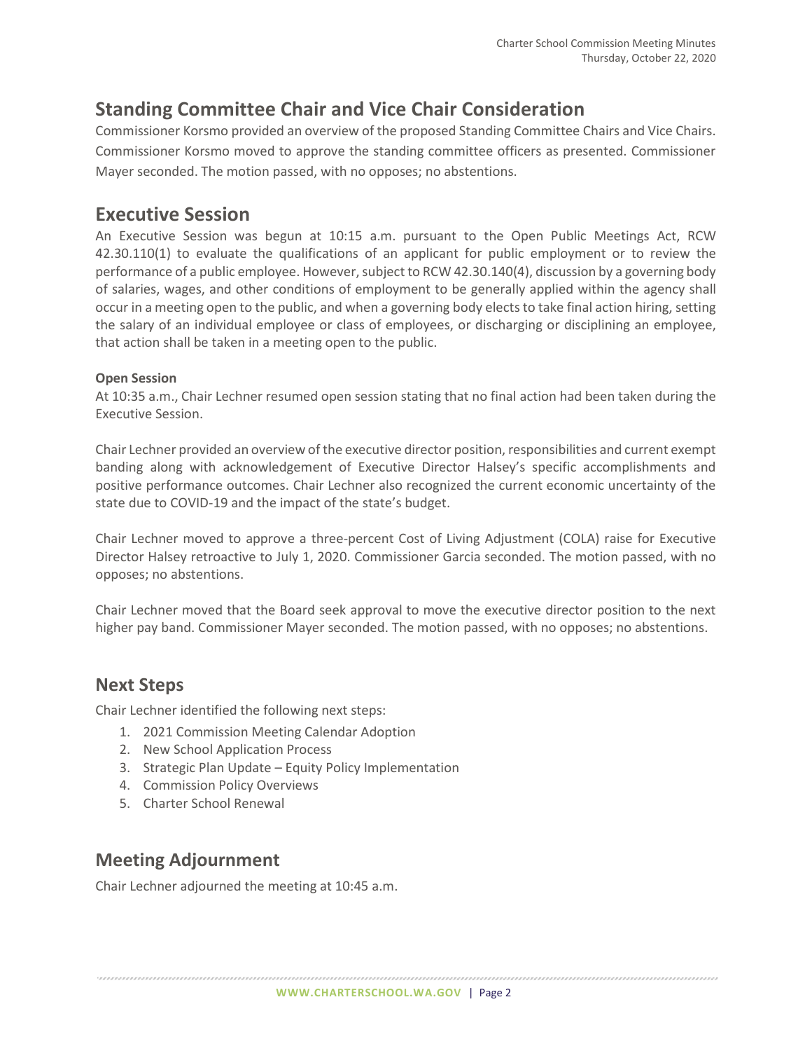## Standing Committee Chair and Vice Chair Consideration

Commissioner Korsmo provided an overview of the proposed Standing Committee Chairs and Vice Chairs. Commissioner Korsmo moved to approve the standing committee officers as presented. Commissioner Mayer seconded. The motion passed, with no opposes; no abstentions.

## Executive Session

An Executive Session was begun at 10:15 a.m. pursuant to the Open Public Meetings Act, RCW 42.30.110(1) to evaluate the qualifications of an applicant for public employment or to review the performance of a public employee. However, subject to RCW 42.30.140(4), discussion by a governing body of salaries, wages, and other conditions of employment to be generally applied within the agency shall occur in a meeting open to the public, and when a governing body elects to take final action hiring, setting the salary of an individual employee or class of employees, or discharging or disciplining an employee, that action shall be taken in a meeting open to the public.

#### Open Session

At 10:35 a.m., Chair Lechner resumed open session stating that no final action had been taken during the Executive Session.

Chair Lechner provided an overview of the executive director position, responsibilities and current exempt banding along with acknowledgement of Executive Director Halsey's specific accomplishments and positive performance outcomes. Chair Lechner also recognized the current economic uncertainty of the state due to COVID-19 and the impact of the state's budget.

Chair Lechner moved to approve a three-percent Cost of Living Adjustment (COLA) raise for Executive Director Halsey retroactive to July 1, 2020. Commissioner Garcia seconded. The motion passed, with no opposes; no abstentions.

Chair Lechner moved that the Board seek approval to move the executive director position to the next higher pay band. Commissioner Mayer seconded. The motion passed, with no opposes; no abstentions.

## Next Steps

Chair Lechner identified the following next steps:

1. 2021 Commission Meeting Calendar Adoption
2. New School Application Process
3. Strategic Plan Update – Equity Policy Implementation
4. Commission Policy Overviews
5. Charter School Renewal

## Meeting Adjournment

Chair Lechner adjourned the meeting at 10:45 a.m.